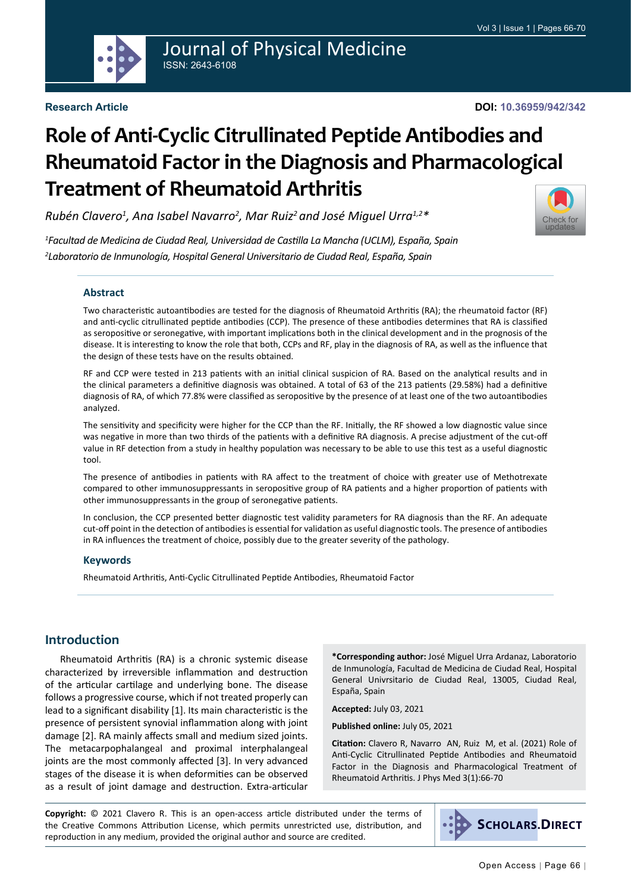Research Article

DOI: 10.36959/942/342

# Role of Anti-Cyclic Citrullinated Peptide Antibodies and Rheumatoid Factor in the Diagnosis and Pharmacological Treatment of Rheumatoid Arthritis

*Rubén Clavero[1], Ana Isabel Navarro[2], Mar Ruiz[2] and José Miguel Urra[1,2]\**

*[1]Facultad de Medicina de Ciudad Real, Universidad de Castilla La Mancha (UCLM), España, Spain*

*[2]Laboratorio de Inmunología, Hospital General Universitario de Ciudad Real, España, Spain*

## Abstract

Two characteristic autoantibodies are tested for the diagnosis of Rheumatoid Arthritis (RA); the rheumatoid factor (RF) and anti-cyclic citrullinated peptide antibodies (CCP). The presence of these antibodies determines that RA is classified as seropositive or seronegative, with important implications both in the clinical development and in the prognosis of the disease. It is interesting to know the role that both, CCPs and RF, play in the diagnosis of RA, as well as the influence that the design of these tests have on the results obtained.

RF and CCP were tested in 213 patients with an initial clinical suspicion of RA. Based on the analytical results and in the clinical parameters a definitive diagnosis was obtained. A total of 63 of the 213 patients (29.58%) had a definitive diagnosis of RA, of which 77.8% were classified as seropositive by the presence of at least one of the two autoantibodies analyzed.

The sensitivity and specificity were higher for the CCP than the RF. Initially, the RF showed a low diagnostic value since was negative in more than two thirds of the patients with a definitive RA diagnosis. A precise adjustment of the cut-off value in RF detection from a study in healthy population was necessary to be able to use this test as a useful diagnostic tool.

The presence of antibodies in patients with RA affect to the treatment of choice with greater use of Methotrexate compared to other immunosuppressants in seropositive group of RA patients and a higher proportion of patients with other immunosuppressants in the group of seronegative patients.

In conclusion, the CCP presented better diagnostic test validity parameters for RA diagnosis than the RF. An adequate cut-off point in the detection of antibodies is essential for validation as useful diagnostic tools. The presence of antibodies in RA influences the treatment of choice, possibly due to the greater severity of the pathology.

### Keywords

Rheumatoid Arthritis, Anti-Cyclic Citrullinated Peptide Antibodies, Rheumatoid Factor

## Introduction

Rheumatoid Arthritis (RA) is a chronic systemic disease characterized by irreversible inflammation and destruction of the articular cartilage and underlying bone. The disease follows a progressive course, which if not treated properly can lead to a significant disability [1]. Its main characteristic is the presence of persistent synovial inflammation along with joint damage [2]. RA mainly affects small and medium sized joints. The metacarpophalangeal and proximal interphalangeal joints are the most commonly affected [3]. In very advanced stages of the disease it is when deformities can be observed as a result of joint damage and destruction. Extra-articular

**\*Corresponding author:** José Miguel Urra Ardanaz, Laboratorio de Inmunología, Facultad de Medicina de Ciudad Real, Hospital General Univrsitario de Ciudad Real, 13005, Ciudad Real, España, Spain

**Accepted:** July 03, 2021

**Published online:** July 05, 2021

**Citation:** Clavero R, Navarro AN, Ruiz M, et al. (2021) Role of Anti-Cyclic Citrullinated Peptide Antibodies and Rheumatoid Factor in the Diagnosis and Pharmacological Treatment of Rheumatoid Arthritis. J Phys Med 3(1):66-70

**Copyright:** © 2021 Clavero R. This is an open-access article distributed under the terms of the Creative Commons Attribution License, which permits unrestricted use, distribution, and reproduction in any medium, provided the original author and source are credited.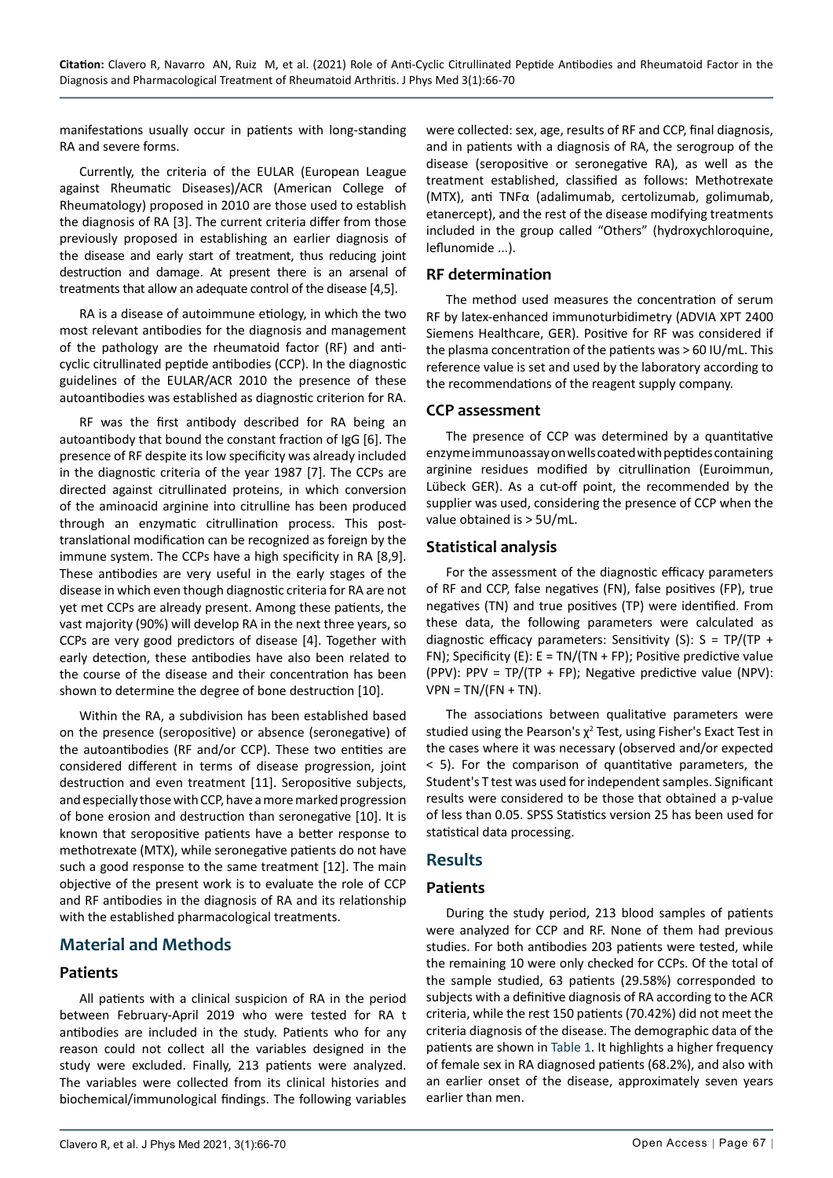manifestations usually occur in patients with long-standing RA and severe forms.

Currently, the criteria of the EULAR (European League against Rheumatic Diseases)/ACR (American College of Rheumatology) proposed in 2010 are those used to establish the diagnosis of RA [3]. The current criteria differ from those previously proposed in establishing an earlier diagnosis of the disease and early start of treatment, thus reducing joint destruction and damage. At present there is an arsenal of treatments that allow an adequate control of the disease [4,5].

RA is a disease of autoimmune etiology, in which the two most relevant antibodies for the diagnosis and management of the pathology are the rheumatoid factor (RF) and anti-cyclic citrullinated peptide antibodies (CCP). In the diagnostic guidelines of the EULAR/ACR 2010 the presence of these autoantibodies was established as diagnostic criterion for RA.

RF was the first antibody described for RA being an autoantibody that bound the constant fraction of IgG [6]. The presence of RF despite its low specificity was already included in the diagnostic criteria of the year 1987 [7]. The CCPs are directed against citrullinated proteins, in which conversion of the aminoacid arginine into citrulline has been produced through an enzymatic citrullination process. This post-translational modification can be recognized as foreign by the immune system. The CCPs have a high specificity in RA [8,9]. These antibodies are very useful in the early stages of the disease in which even though diagnostic criteria for RA are not yet met CCPs are already present. Among these patients, the vast majority (90%) will develop RA in the next three years, so CCPs are very good predictors of disease [4]. Together with early detection, these antibodies have also been related to the course of the disease and their concentration has been shown to determine the degree of bone destruction [10].

Within the RA, a subdivision has been established based on the presence (seropositive) or absence (seronegative) of the autoantibodies (RF and/or CCP). These two entities are considered different in terms of disease progression, joint destruction and even treatment [11]. Seropositive subjects, and especially those with CCP, have a more marked progression of bone erosion and destruction than seronegative [10]. It is known that seropositive patients have a better response to methotrexate (MTX), while seronegative patients do not have such a good response to the same treatment [12]. The main objective of the present work is to evaluate the role of CCP and RF antibodies in the diagnosis of RA and its relationship with the established pharmacological treatments.

## Material and Methods

### Patients

All patients with a clinical suspicion of RA in the period between February-April 2019 who were tested for RA t antibodies are included in the study. Patients who for any reason could not collect all the variables designed in the study were excluded. Finally, 213 patients were analyzed. The variables were collected from its clinical histories and biochemical/immunological findings. The following variables were collected: sex, age, results of RF and CCP, final diagnosis, and in patients with a diagnosis of RA, the serogroup of the disease (seropositive or seronegative RA), as well as the treatment established, classified as follows: Methotrexate (MTX), anti TNFα (adalimumab, certolizumab, golimumab, etanercept), and the rest of the disease modifying treatments included in the group called "Others" (hydroxychloroquine, leflunomide ...).

### RF determination

The method used measures the concentration of serum RF by latex-enhanced immunoturbidimetry (ADVIA XPT 2400 Siemens Healthcare, GER). Positive for RF was considered if the plasma concentration of the patients was > 60 IU/mL. This reference value is set and used by the laboratory according to the recommendations of the reagent supply company.

### CCP assessment

The presence of CCP was determined by a quantitative enzyme immunoassay on wells coated with peptides containing arginine residues modified by citrullination (Euroimmun, Lübeck GER). As a cut-off point, the recommended by the supplier was used, considering the presence of CCP when the value obtained is > 5U/mL.

### Statistical analysis

For the assessment of the diagnostic efficacy parameters of RF and CCP, false negatives (FN), false positives (FP), true negatives (TN) and true positives (TP) were identified. From these data, the following parameters were calculated as diagnostic efficacy parameters: Sensitivity (S): S = TP/(TP + FN); Specificity (E): E = TN/(TN + FP); Positive predictive value (PPV): PPV = TP/(TP + FP); Negative predictive value (NPV): VPN = TN/(FN + TN).

The associations between qualitative parameters were studied using the Pearson's $\chi^2$ Test, using Fisher's Exact Test in the cases where it was necessary (observed and/or expected < 5). For the comparison of quantitative parameters, the Student's T test was used for independent samples. Significant results were considered to be those that obtained a p-value of less than 0.05. SPSS Statistics version 25 has been used for statistical data processing.

## Results

### Patients

During the study period, 213 blood samples of patients were analyzed for CCP and RF. None of them had previous studies. For both antibodies 203 patients were tested, while the remaining 10 were only checked for CCPs. Of the total of the sample studied, 63 patients (29.58%) corresponded to subjects with a definitive diagnosis of RA according to the ACR criteria, while the rest 150 patients (70.42%) did not meet the criteria diagnosis of the disease. The demographic data of the patients are shown in Table 1. It highlights a higher frequency of female sex in RA diagnosed patients (68.2%), and also with an earlier onset of the disease, approximately seven years earlier than men.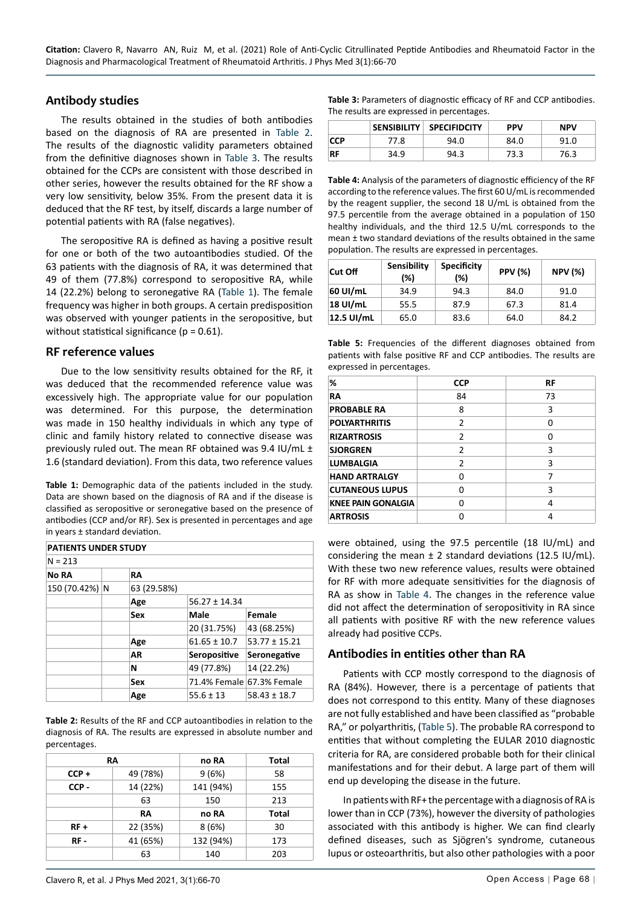## Antibody studies

The results obtained in the studies of both antibodies based on the diagnosis of RA are presented in Table 2. The results of the diagnostic validity parameters obtained from the definitive diagnoses shown in Table 3. The results obtained for the CCPs are consistent with those described in other series, however the results obtained for the RF show a very low sensitivity, below 35%. From the present data it is deduced that the RF test, by itself, discards a large number of potential patients with RA (false negatives).

The seropositive RA is defined as having a positive result for one or both of the two autoantibodies studied. Of the 63 patients with the diagnosis of RA, it was determined that 49 of them (77.8%) correspond to seropositive RA, while 14 (22.2%) belong to seronegative RA (Table 1). The female frequency was higher in both groups. A certain predisposition was observed with younger patients in the seropositive, but without statistical significance ($p = 0.61$).

## RF reference values

Due to the low sensitivity results obtained for the RF, it was deduced that the recommended reference value was excessively high. The appropriate value for our population was determined. For this purpose, the determination was made in 150 healthy individuals in which any type of clinic and family history related to connective disease was previously ruled out. The mean RF obtained was 9.4 IU/mL ± 1.6 (standard deviation). From this data, two reference values were obtained, using the 97.5 percentile (18 IU/mL) and considering the mean ± 2 standard deviations (12.5 IU/mL). With these two new reference values, results were obtained for RF with more adequate sensitivities for the diagnosis of RA as show in Table 4. The changes in the reference value did not affect the determination of seropositivity in RA since all patients with positive RF with the new reference values already had positive CCPs.

**Table 1:** Demographic data of the patients included in the study. Data are shown based on the diagnosis of RA and if the disease is classified as seropositive or seronegative based on the presence of antibodies (CCP and/or RF). Sex is presented in percentages and age in years ± standard deviation.

| PATIENTS UNDER STUDY | | | | |
|---|---|---|---|---|
| N = 213 | | | | |
| **No RA** | | **RA** | | |
| 150 (70.42%) | N | 63 (29.58%) | | |
| | | **Age** | 56.27 ± 14.34 | |
| | | **Sex** | **Male** | **Female** |
| | | | 20 (31.75%) | 43 (68.25%) |
| | | **Age** | 61.65 ± 10.7 | 53.77 ± 15.21 |
| | | **AR** | **Seropositive** | **Seronegative** |
| | | **N** | 49 (77.8%) | 14 (22.2%) |
| | | **Sex** | 71.4% Female | 67.3% Female |
| | | **Age** | 55.6 ± 13 | 58.43 ± 18.7 |

**Table 2:** Results of the RF and CCP autoantibodies in relation to the diagnosis of RA. The results are expressed in absolute number and percentages.

| RA | | no RA | Total |
|---|---|---|---|
| **CCP +** | 49 (78%) | 9 (6%) | 58 |
| **CCP -** | 14 (22%) | 141 (94%) | 155 |
| | 63 | 150 | 213 |
| | **RA** | **no RA** | **Total** |
| **RF +** | 22 (35%) | 8 (6%) | 30 |
| **RF -** | 41 (65%) | 132 (94%) | 173 |
| | 63 | 140 | 203 |

**Table 3:** Parameters of diagnostic efficacy of RF and CCP antibodies. The results are expressed in percentages.

| | SENSIBILITY | SPECIFIDCITY | PPV | NPV |
|---|---|---|---|---|
| **CCP** | 77.8 | 94.0 | 84.0 | 91.0 |
| **RF** | 34.9 | 94.3 | 73.3 | 76.3 |

**Table 4:** Analysis of the parameters of diagnostic efficiency of the RF according to the reference values. The first 60 U/mL is recommended by the reagent supplier, the second 18 U/mL is obtained from the 97.5 percentile from the average obtained in a population of 150 healthy individuals, and the third 12.5 U/mL corresponds to the mean ± two standard deviations of the results obtained in the same population. The results are expressed in percentages.

| Cut Off | Sensibility (%) | Specificity (%) | PPV (%) | NPV (%) |
|---|---|---|---|---|
| **60 UI/mL** | 34.9 | 94.3 | 84.0 | 91.0 |
| **18 UI/mL** | 55.5 | 87.9 | 67.3 | 81.4 |
| **12.5 UI/mL** | 65.0 | 83.6 | 64.0 | 84.2 |

**Table 5:** Frequencies of the different diagnoses obtained from patients with false positive RF and CCP antibodies. The results are expressed in percentages.

| % | CCP | RF |
|---|---|---|
| **RA** | 84 | 73 |
| **PROBABLE RA** | 8 | 3 |
| **POLYARTHRITIS** | 2 | 0 |
| **RIZARTROSIS** | 2 | 0 |
| **SJORGREN** | 2 | 3 |
| **LUMBALGIA** | 2 | 3 |
| **HAND ARTRALGY** | 0 | 7 |
| **CUTANEOUS LUPUS** | 0 | 3 |
| **KNEE PAIN GONALGIA** | 0 | 4 |
| **ARTROSIS** | 0 | 4 |

## Antibodies in entities other than RA

Patients with CCP mostly correspond to the diagnosis of RA (84%). However, there is a percentage of patients that does not correspond to this entity. Many of these diagnoses are not fully established and have been classified as "probable RA," or polyarthritis, (Table 5). The probable RA correspond to entities that without completing the EULAR 2010 diagnostic criteria for RA, are considered probable both for their clinical manifestations and for their debut. A large part of them will end up developing the disease in the future.

In patients with RF+ the percentage with a diagnosis of RA is lower than in CCP (73%), however the diversity of pathologies associated with this antibody is higher. We can find clearly defined diseases, such as Sjögren's syndrome, cutaneous lupus or osteoarthritis, but also other pathologies with a poor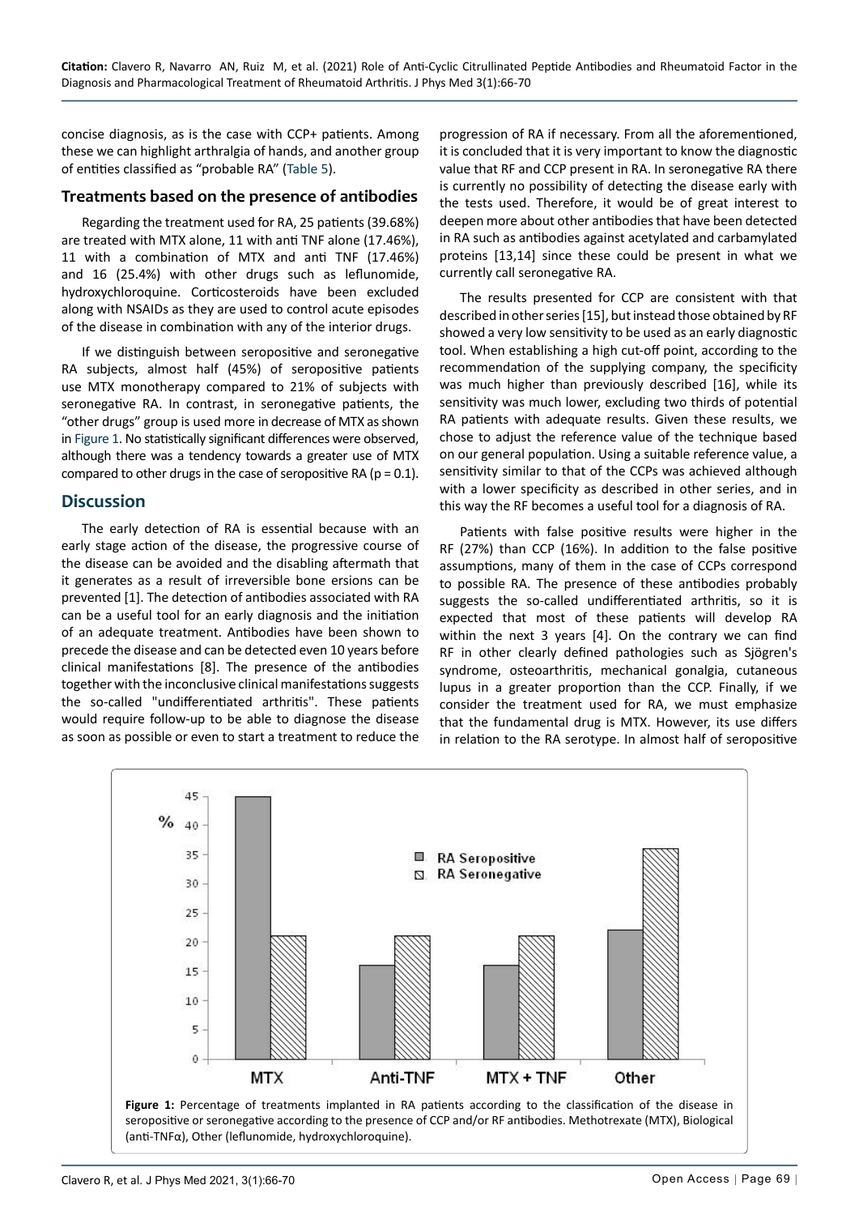concise diagnosis, as is the case with CCP+ patients. Among these we can highlight arthralgia of hands, and another group of entities classified as "probable RA" (Table 5).

## Treatments based on the presence of antibodies

Regarding the treatment used for RA, 25 patients (39.68%) are treated with MTX alone, 11 with anti TNF alone (17.46%), 11 with a combination of MTX and anti TNF (17.46%) and 16 (25.4%) with other drugs such as leflunomide, hydroxychloroquine. Corticosteroids have been excluded along with NSAIDs as they are used to control acute episodes of the disease in combination with any of the interior drugs.

If we distinguish between seropositive and seronegative RA subjects, almost half (45%) of seropositive patients use MTX monotherapy compared to 21% of subjects with seronegative RA. In contrast, in seronegative patients, the "other drugs" group is used more in decrease of MTX as shown in Figure 1. No statistically significant differences were observed, although there was a tendency towards a greater use of MTX compared to other drugs in the case of seropositive RA (p = 0.1).

## Discussion

The early detection of RA is essential because with an early stage action of the disease, the progressive course of the disease can be avoided and the disabling aftermath that it generates as a result of irreversible bone ersions can be prevented [1]. The detection of antibodies associated with RA can be a useful tool for an early diagnosis and the initiation of an adequate treatment. Antibodies have been shown to precede the disease and can be detected even 10 years before clinical manifestations [8]. The presence of the antibodies together with the inconclusive clinical manifestations suggests the so-called "undifferentiated arthritis". These patients would require follow-up to be able to diagnose the disease as soon as possible or even to start a treatment to reduce the progression of RA if necessary. From all the aforementioned, it is concluded that it is very important to know the diagnostic value that RF and CCP present in RA. In seronegative RA there is currently no possibility of detecting the disease early with the tests used. Therefore, it would be of great interest to deepen more about other antibodies that have been detected in RA such as antibodies against acetylated and carbamylated proteins [13,14] since these could be present in what we currently call seronegative RA.

The results presented for CCP are consistent with that described in other series [15], but instead those obtained by RF showed a very low sensitivity to be used as an early diagnostic tool. When establishing a high cut-off point, according to the recommendation of the supplying company, the specificity was much higher than previously described [16], while its sensitivity was much lower, excluding two thirds of potential RA patients with adequate results. Given these results, we chose to adjust the reference value of the technique based on our general population. Using a suitable reference value, a sensitivity similar to that of the CCPs was achieved although with a lower specificity as described in other series, and in this way the RF becomes a useful tool for a diagnosis of RA.

Patients with false positive results were higher in the RF (27%) than CCP (16%). In addition to the false positive assumptions, many of them in the case of CCPs correspond to possible RA. The presence of these antibodies probably suggests the so-called undifferentiated arthritis, so it is expected that most of these patients will develop RA within the next 3 years [4]. On the contrary we can find RF in other clearly defined pathologies such as Sjögren's syndrome, osteoarthritis, mechanical gonalgia, cutaneous lupus in a greater proportion than the CCP. Finally, if we consider the treatment used for RA, we must emphasize that the fundamental drug is MTX. However, its use differs in relation to the RA serotype. In almost half of seropositive

**Figure 1:** Percentage of treatments implanted in RA patients according to the classification of the disease in seropositive or seronegative according to the presence of CCP and/or RF antibodies. Methotrexate (MTX), Biological (anti-TNFα), Other (leflunomide, hydroxychloroquine).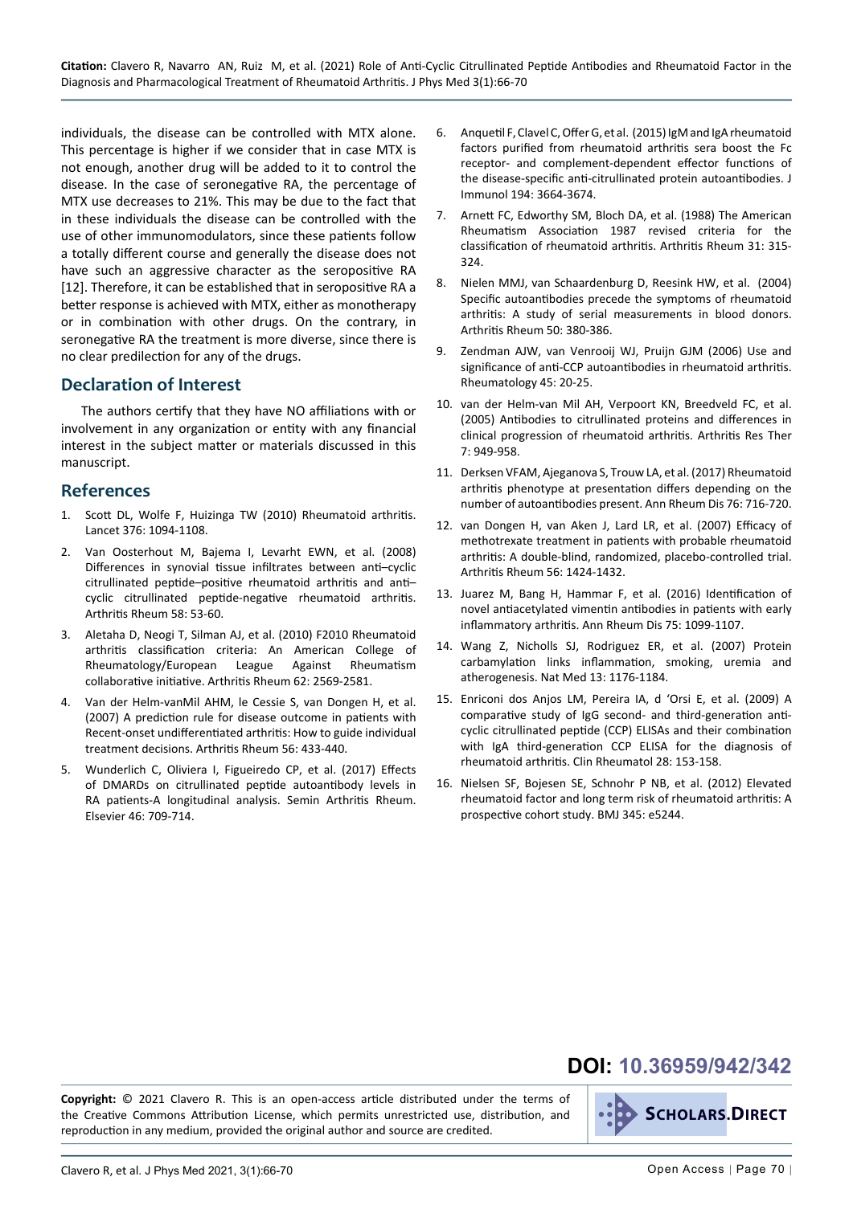individuals, the disease can be controlled with MTX alone. This percentage is higher if we consider that in case MTX is not enough, another drug will be added to it to control the disease. In the case of seronegative RA, the percentage of MTX use decreases to 21%. This may be due to the fact that in these individuals the disease can be controlled with the use of other immunomodulators, since these patients follow a totally different course and generally the disease does not have such an aggressive character as the seropositive RA [12]. Therefore, it can be established that in seropositive RA a better response is achieved with MTX, either as monotherapy or in combination with other drugs. On the contrary, in seronegative RA the treatment is more diverse, since there is no clear predilection for any of the drugs.

## Declaration of Interest

The authors certify that they have NO affiliations with or involvement in any organization or entity with any financial interest in the subject matter or materials discussed in this manuscript.

## References

1. Scott DL, Wolfe F, Huizinga TW (2010) Rheumatoid arthritis. Lancet 376: 1094-1108.
2. Van Oosterhout M, Bajema I, Levarht EWN, et al. (2008) Differences in synovial tissue infiltrates between anti–cyclic citrullinated peptide–positive rheumatoid arthritis and anti–cyclic citrullinated peptide-negative rheumatoid arthritis. Arthritis Rheum 58: 53-60.
3. Aletaha D, Neogi T, Silman AJ, et al. (2010) F2010 Rheumatoid arthritis classification criteria: An American College of Rheumatology/European League Against Rheumatism collaborative initiative. Arthritis Rheum 62: 2569-2581.
4. Van der Helm-vanMil AHM, le Cessie S, van Dongen H, et al. (2007) A prediction rule for disease outcome in patients with Recent-onset undifferentiated arthritis: How to guide individual treatment decisions. Arthritis Rheum 56: 433-440.
5. Wunderlich C, Oliviera I, Figueiredo CP, et al. (2017) Effects of DMARDs on citrullinated peptide autoantibody levels in RA patients-A longitudinal analysis. Semin Arthritis Rheum. Elsevier 46: 709-714.
6. Anquetil F, Clavel C, Offer G, et al. (2015) IgM and IgA rheumatoid factors purified from rheumatoid arthritis sera boost the Fc receptor- and complement-dependent effector functions of the disease-specific anti-citrullinated protein autoantibodies. J Immunol 194: 3664-3674.
7. Arnett FC, Edworthy SM, Bloch DA, et al. (1988) The American Rheumatism Association 1987 revised criteria for the classification of rheumatoid arthritis. Arthritis Rheum 31: 315-324.
8. Nielen MMJ, van Schaardenburg D, Reesink HW, et al. (2004) Specific autoantibodies precede the symptoms of rheumatoid arthritis: A study of serial measurements in blood donors. Arthritis Rheum 50: 380-386.
9. Zendman AJW, van Venrooij WJ, Pruijn GJM (2006) Use and significance of anti-CCP autoantibodies in rheumatoid arthritis. Rheumatology 45: 20-25.
10. van der Helm-van Mil AH, Verpoort KN, Breedveld FC, et al. (2005) Antibodies to citrullinated proteins and differences in clinical progression of rheumatoid arthritis. Arthritis Res Ther 7: 949-958.
11. Derksen VFAM, Ajeganova S, Trouw LA, et al. (2017) Rheumatoid arthritis phenotype at presentation differs depending on the number of autoantibodies present. Ann Rheum Dis 76: 716-720.
12. van Dongen H, van Aken J, Lard LR, et al. (2007) Efficacy of methotrexate treatment in patients with probable rheumatoid arthritis: A double-blind, randomized, placebo-controlled trial. Arthritis Rheum 56: 1424-1432.
13. Juarez M, Bang H, Hammar F, et al. (2016) Identification of novel antiacetylated vimentin antibodies in patients with early inflammatory arthritis. Ann Rheum Dis 75: 1099-1107.
14. Wang Z, Nicholls SJ, Rodriguez ER, et al. (2007) Protein carbamylation links inflammation, smoking, uremia and atherogenesis. Nat Med 13: 1176-1184.
15. Enriconi dos Anjos LM, Pereira IA, d 'Orsi E, et al. (2009) A comparative study of IgG second- and third-generation anti-cyclic citrullinated peptide (CCP) ELISAs and their combination with IgA third-generation CCP ELISA for the diagnosis of rheumatoid arthritis. Clin Rheumatol 28: 153-158.
16. Nielsen SF, Bojesen SE, Schnohr P NB, et al. (2012) Elevated rheumatoid factor and long term risk of rheumatoid arthritis: A prospective cohort study. BMJ 345: e5244.

**DOI: 10.36959/942/342**

**Copyright:** © 2021 Clavero R. This is an open-access article distributed under the terms of the Creative Commons Attribution License, which permits unrestricted use, distribution, and reproduction in any medium, provided the original author and source are credited.